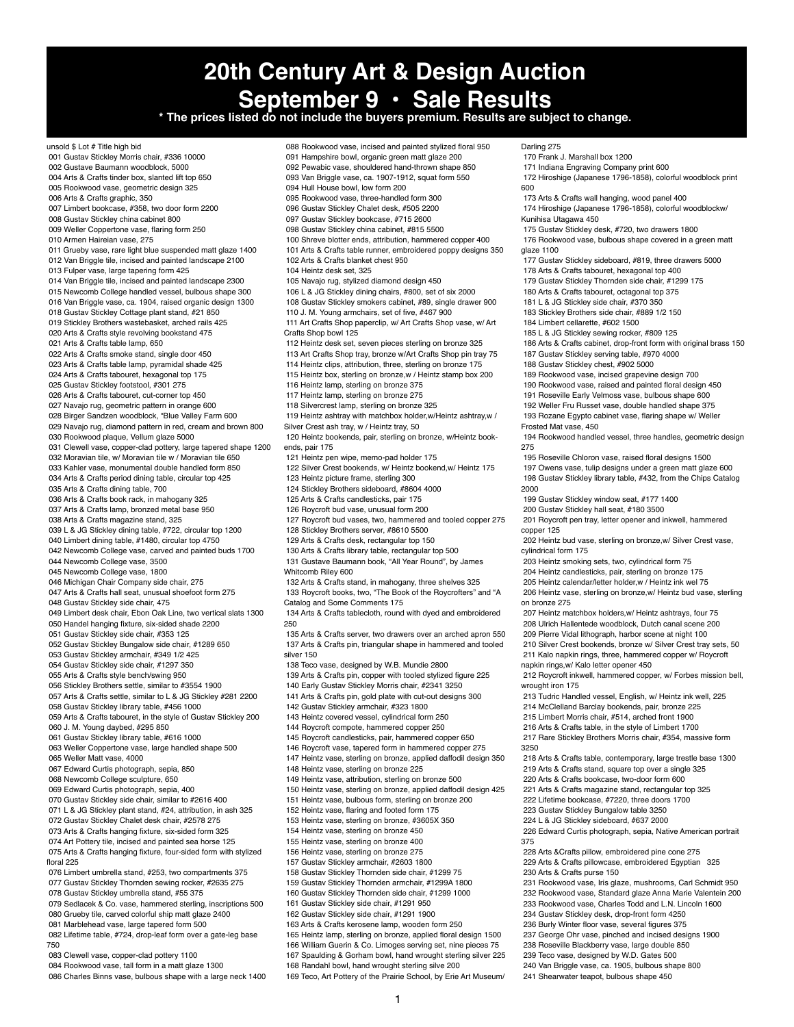# 20th Century Art & Design Auction
# September 9 • Sale Results

**\* The prices listed do not include the buyers premium. Results are subject to change.**

unsold $ Lot # Title high bid
001 Gustav Stickley Morris chair, #336 10000
002 Gustave Baumann woodblock, 5000
004 Arts & Crafts tinder box, slanted lift top 650
005 Rookwood vase, geometric design 325
006 Arts & Crafts graphic, 350
007 Limbert bookcase, #358, two door form 2200
008 Gustav Stickley china cabinet 800
009 Weller Coppertone vase, flaring form 250
010 Armen Haireian vase, 275
011 Grueby vase, rare light blue suspended matt glaze 1400
012 Van Briggle tile, incised and painted landscape 2100
013 Fulper vase, large tapering form 425
014 Van Briggle tile, incised and painted landscape 2300
015 Newcomb College handled vessel, bulbous shape 300
016 Van Briggle vase, ca. 1904, raised organic design 1300
018 Gustav Stickley Cottage plant stand, #21 850
019 Stickley Brothers wastebasket, arched rails 425
020 Arts & Crafts style revolving bookstand 475
021 Arts & Crafts table lamp, 650
022 Arts & Crafts smoke stand, single door 450
023 Arts & Crafts table lamp, pyramidal shade 425
024 Arts & Crafts tabouret, hexagonal top 175
025 Gustav Stickley footstool, #301 275
026 Arts & Crafts tabouret, cut-corner top 450
027 Navajo rug, geometric pattern in orange 600
028 Birger Sandzen woodblock, "Blue Valley Farm 600
029 Navajo rug, diamond pattern in red, cream and brown 800
030 Rookwood plaque, Vellum glaze 5000
031 Clewell vase, copper-clad pottery, large tapered shape 1200
032 Moravian tile, w/ Moravian tile w / Moravian tile 650
033 Kahler vase, monumental double handled form 850
034 Arts & Crafts period dining table, circular top 425
035 Arts & Crafts dining table, 700
036 Arts & Crafts book rack, in mahogany 325
037 Arts & Crafts lamp, bronzed metal base 950
038 Arts & Crafts magazine stand, 325
039 L & JG Stickley dining table, #722, circular top 1200
040 Limbert dining table, #1480, circular top 4750
042 Newcomb College vase, carved and painted buds 1700
044 Newcomb College vase, 3500
045 Newcomb College vase, 1800
046 Michigan Chair Company side chair, 275
047 Arts & Crafts hall seat, unusual shoefoot form 275
048 Gustav Stickley side chair, 475
049 Limbert desk chair, Ebon Oak Line, two vertical slats 1300
050 Handel hanging fixture, six-sided shade 2200
051 Gustav Stickley side chair, #353 125
052 Gustav Stickley Bungalow side chair, #1289 650
053 Gustav Stickley armchair, #349 1/2 425
054 Gustav Stickley side chair, #1297 350
055 Arts & Crafts style bench/swing 950
056 Stickley Brothers settle, similar to #3554 1900
057 Arts & Crafts settle, similar to L & JG Stickley #281 2200
058 Gustav Stickley library table, #456 1000
059 Arts & Crafts tabouret, in the style of Gustav Stickley 200
060 J. M. Young daybed, #295 850
061 Gustav Stickley library table, #616 1000
063 Weller Coppertone vase, large handled shape 500
065 Weller Matt vase, 4000
067 Edward Curtis photograph, sepia, 850
068 Newcomb College sculpture, 650
069 Edward Curtis photograph, sepia, 400
070 Gustav Stickley side chair, similar to #2616 400
071 L & JG Stickley plant stand, #24, attribution, in ash 325
072 Gustav Stickley Chalet desk chair, #2578 275
073 Arts & Crafts hanging fixture, six-sided form 325
074 Art Pottery tile, incised and painted sea horse 125
075 Arts & Crafts hanging fixture, four-sided form with stylized floral 225
076 Limbert umbrella stand, #253, two compartments 375
077 Gustav Stickley Thornden sewing rocker, #2635 275
078 Gustav Stickley umbrella stand, #55 375
079 Sedlacek & Co. vase, hammered sterling, inscriptions 500
080 Grueby tile, carved colorful ship matt glaze 2400
081 Marblehead vase, large tapered form 500
082 Lifetime table, #724, drop-leaf form over a gate-leg base 750
083 Clewell vase, copper-clad pottery 1100
084 Rookwood vase, tall form in a matt glaze 1300
086 Charles Binns vase, bulbous shape with a large neck 1400
088 Rookwood vase, incised and painted stylized floral 950
091 Hampshire bowl, organic green matt glaze 200
092 Pewabic vase, shouldered hand-thrown shape 850
093 Van Briggle vase, ca. 1907-1912, squat form 550
094 Hull House bowl, low form 200
095 Rookwood vase, three-handled form 300
096 Gustav Stickley Chalet desk, #505 2200
097 Gustav Stickley bookcase, #715 2600
098 Gustav Stickley china cabinet, #815 5500
100 Shreve blotter ends, attribution, hammered copper 400
101 Arts & Crafts table runner, embroidered poppy designs 350
102 Arts & Crafts blanket chest 950
104 Heintz desk set, 325
105 Navajo rug, stylized diamond design 450
106 L & JG Stickley dining chairs, #800, set of six 2000
108 Gustav Stickley smokers cabinet, #89, single drawer 900
110 J. M. Young armchairs, set of five, #467 900
111 Art Crafts Shop paperclip, w/ Art Crafts Shop vase, w/ Art Crafts Shop bowl 125
112 Heintz desk set, seven pieces sterling on bronze 325
113 Art Crafts Shop tray, bronze w/Art Crafts Shop pin tray 75
114 Heintz clips, attribution, three, sterling on bronze 175
115 Heintz box, sterling on bronze,w / Heintz stamp box 200
116 Heintz lamp, sterling on bronze 375
117 Heintz lamp, sterling on bronze 275
118 Silvercrest lamp, sterling on bronze 325
119 Heintz ashtray with matchbox holder,w/Heintz ashtray,w / Silver Crest ash tray, w / Heintz tray, 50
120 Heintz bookends, pair, sterling on bronze, w/Heintz bookends, pair 175
121 Heintz pen wipe, memo-pad holder 175
122 Silver Crest bookends, w/ Heintz bookend,w/ Heintz 175
123 Heintz picture frame, sterling 300
124 Stickley Brothers sideboard, #8604 4000
125 Arts & Crafts candlesticks, pair 175
126 Roycroft bud vase, unusual form 200
127 Roycroft bud vases, two, hammered and tooled copper 275
128 Stickley Brothers server, #8610 5500
129 Arts & Crafts desk, rectangular top 150
130 Arts & Crafts library table, rectangular top 500
131 Gustave Baumann book, "All Year Round", by James Whitcomb Riley 600
132 Arts & Crafts stand, in mahogany, three shelves 325
133 Roycroft books, two, "The Book of the Roycrofters" and "A Catalog and Some Comments 175
134 Arts & Crafts tablecloth, round with dyed and embroidered 250
135 Arts & Crafts server, two drawers over an arched apron 550
137 Arts & Crafts pin, triangular shape in hammered and tooled silver 150
138 Teco vase, designed by W.B. Mundie 2800
139 Arts & Crafts pin, copper with tooled stylized figure 225
140 Early Gustav Stickley Morris chair, #2341 3250
141 Arts & Crafts pin, gold plate with cut-out designs 300
142 Gustav Stickley armchair, #323 1800
143 Heintz covered vessel, cylindrical form 250
144 Roycroft compote, hammered copper 250
145 Roycroft candlesticks, pair, hammered copper 650
146 Roycroft vase, tapered form in hammered copper 275
147 Heintz vase, sterling on bronze, applied daffodil design 350
148 Heintz vase, sterling on bronze 225
149 Heintz vase, attribution, sterling on bronze 500
150 Heintz vase, sterling on bronze, applied daffodil design 425
151 Heintz vase, bulbous form, sterling on bronze 200
152 Heintz vase, flaring and footed form 175
153 Heintz vase, sterling on bronze, #3605X 350
154 Heintz vase, sterling on bronze 450
155 Heintz vase, sterling on bronze 400
156 Heintz vase, sterling on bronze 275
157 Gustav Stickley armchair, #2603 1800
158 Gustav Stickley Thornden side chair, #1299 75
159 Gustav Stickley Thornden armchair, #1299A 1800
160 Gustav Stickley Thornden side chair, #1299 1000
161 Gustav Stickley side chair, #1291 950
162 Gustav Stickley side chair, #1291 1900
163 Arts & Crafts kerosene lamp, wooden form 250
165 Heintz lamp, sterling on bronze, applied floral design 1500
166 William Guerin & Co. Limoges serving set, nine pieces 75
167 Spaulding & Gorham bowl, hand wrought sterling silver 225
168 Randahl bowl, hand wrought sterling silve 200
169 Teco, Art Pottery of the Prairie School, by Erie Art Museum/ Darling 275
170 Frank J. Marshall box 1200
171 Indiana Engraving Company print 600
172 Hiroshige (Japanese 1796-1858), colorful woodblock print 600
173 Arts & Crafts wall hanging, wood panel 400
174 Hiroshige (Japanese 1796-1858), colorful woodblockw/ Kunihisa Utagawa 450
175 Gustav Stickley desk, #720, two drawers 1800
176 Rookwood vase, bulbous shape covered in a green matt glaze 1100
177 Gustav Stickley sideboard, #819, three drawers 5000
178 Arts & Crafts tabouret, hexagonal top 400
179 Gustav Stickley Thornden side chair, #1299 175
180 Arts & Crafts tabouret, octagonal top 375
181 L & JG Stickley side chair, #370 350
183 Stickley Brothers side chair, #889 1/2 150
184 Limbert cellarette, #602 1500
185 L & JG Stickley sewing rocker, #809 125
186 Arts & Crafts cabinet, drop-front form with original brass 150
187 Gustav Stickley serving table, #970 4000
188 Gustav Stickley chest, #902 5000
189 Rookwood vase, incised grapevine design 700
190 Rookwood vase, raised and painted floral design 450
191 Roseville Early Velmoss vase, bulbous shape 600
192 Weller Fru Russet vase, double handled shape 375
193 Rozane Egypto cabinet vase, flaring shape w/ Weller Frosted Mat vase, 450
194 Rookwood handled vessel, three handles, geometric design 275
195 Roseville Chloron vase, raised floral designs 1500
197 Owens vase, tulip designs under a green matt glaze 600
198 Gustav Stickley library table, #432, from the Chips Catalog 2000
199 Gustav Stickley window seat, #177 1400
200 Gustav Stickley hall seat, #180 3500
201 Roycroft pen tray, letter opener and inkwell, hammered copper 125
202 Heintz bud vase, sterling on bronze,w/ Silver Crest vase, cylindrical form 175
203 Heintz smoking sets, two, cylindrical form 75
204 Heintz candlesticks, pair, sterling on bronze 175
205 Heintz calendar/letter holder,w / Heintz ink wel 75
206 Heintz vase, sterling on bronze,w/ Heintz bud vase, sterling on bronze 275
207 Heintz matchbox holders,w/ Heintz ashtrays, four 75
208 Ulrich Hallentede woodblock, Dutch canal scene 200
209 Pierre Vidal lithograph, harbor scene at night 100
210 Silver Crest bookends, bronze w/ Silver Crest tray sets, 50
211 Kalo napkin rings, three, hammered copper w/ Roycroft napkin rings,w/ Kalo letter opener 450
212 Roycroft inkwell, hammered copper, w/ Forbes mission bell, wrought iron 175
213 Tudric Handled vessel, English, w/ Heintz ink well, 225
214 McClelland Barclay bookends, pair, bronze 225
215 Limbert Morris chair, #514, arched front 1900
216 Arts & Crafts table, in the style of Limbert 1700
217 Rare Stickley Brothers Morris chair, #354, massive form 3250
218 Arts & Crafts table, contemporary, large trestle base 1300
219 Arts & Crafts stand, square top over a single 325
220 Arts & Crafts bookcase, two-door form 600
221 Arts & Crafts magazine stand, rectangular top 325
222 Lifetime bookcase, #7220, three doors 1700
223 Gustav Stickley Bungalow table 3250
224 L & JG Stickley sideboard, #637 2000
226 Edward Curtis photograph, sepia, Native American portrait 375
228 Arts &Crafts pillow, embroidered pine cone 275
229 Arts & Crafts pillowcase, embroidered Egyptian 325
230 Arts & Crafts purse 150
231 Rookwood vase, Iris glaze, mushrooms, Carl Schmidt 950
232 Rookwood vase, Standard glaze Anna Marie Valentein 200
233 Rookwood vase, Charles Todd and L.N. Lincoln 1600
234 Gustav Stickley desk, drop-front form 4250
236 Burly Winter floor vase, several figures 375
237 George Ohr vase, pinched and incised designs 1900
238 Roseville Blackberry vase, large double 850
239 Teco vase, designed by W.D. Gates 500
240 Van Briggle vase, ca. 1905, bulbous shape 800
241 Shearwater teapot, bulbous shape 450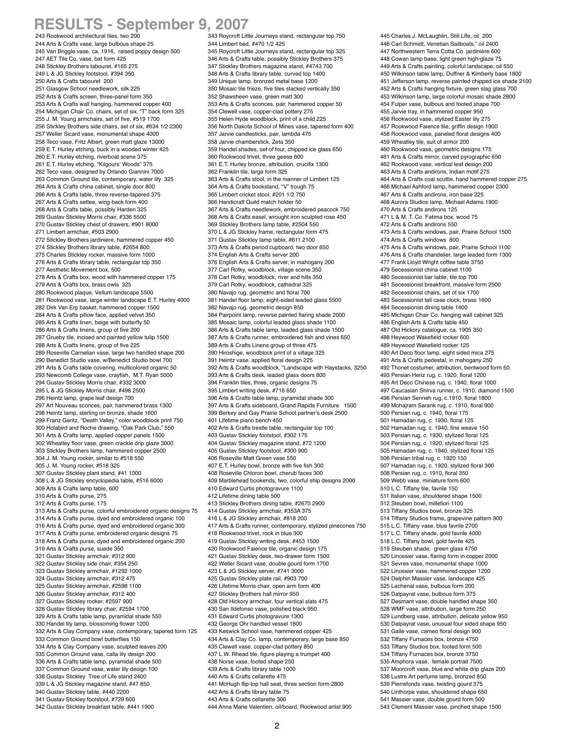# RESULTS - September 9, 2007

243 Rookwood architectural tiles, two 200
244 Arts & Crafts vase, large bulbous shape 25
245 Van Briggle vase, ca. 1916, raised poppy design 500
247 AET Tile Co. vase, bat form 425
248 Stickley Brothers tabouret, #165 275
249 L & JG Stickley footstool, #394 350
250 Arts & Crafts tabouret 200
251 Glasgow School needlework, silk 225
252 Arts & Crafts screen, three-panel form 350
253 Arts & Crafts wall hanging, hammered copper 400
254 Michigan Chair Co. chairs, set of six, "T" back form 325
255 J. M. Young armchairs, set of five, #519 1700
256 Stickley Brothers side chairs, set of six, #634 1/2 2300
257 Weller Sicard vase, monumental shape 4000
258 Teco vase, Fritz Albert, green matt glaze 13000
259 E.T. Hurley etching, buck in a wooded winter 425
260 E.T. Hurley etching, riverboat scene 375
261 E.T. Hurley etching, "Kilgours' Woods" 375
262 Teco vase, designed by Orlando Giannini 7000
263 Common Ground tile, contemporary, water lily 325
264 Arts & Crafts china cabinet, single door 800
266 Arts & Crafts table, three reverse-tapered 375
267 Arts & Crafts settee, wing-back form 400
268 Arts & Crafts table, possibly Harden 325
269 Gustav Stickley Morris chair, #336 5500
270 Gustav Stickley chest of drawers, #901 8000
271 Limbert armchair, #503 2900
272 Stickley Brothers jardiniere, hammered copper 450
274 Stickley Brothers library table, #2654 800
275 Charles Stickley rocker, massive form 1000
276 Arts & Crafts library table, rectangular top 350
277 Aesthetic Movement box, 500
278 Arts & Crafts box, wood with hammered copper 175
279 Arts & Crafts box, brass owls 325
280 Rookwood plaque, Vellum landscape 5500
281 Rookwood vase, large winter landscape E.T. Hurley 4000
282 Dirk Van Erp basket, hammered copper 1500
284 Arts & Crafts pillow face, applied velvet 350
285 Arts & Crafts linen, beige with butterfly 50
286 Arts & Crafts linens, group of five 200
287 Grueby tile, incised and painted yellow tulip 1500
288 Arts & Crafts linens, group of five 225
289 Roseville Carnelian vase, large two handled shape 200
290 Benedict Studio vase, w/Benedict Studio bowl 700
291 Arts & Crafts table covering, multicolored organic 50
293 Newcomb College vase, crayfish, M.T. Ryan 5000
294 Gustav Stickley Morris chair, #332 3000
295 L & JG Stickley Morris chair, #498 2500
296 Heintz lamp, grape leaf design 700
297 Art Nouveau sconces, pair, hammered brass 1300
298 Heintz lamp, sterling on bronze, shade 1600
299 Franz Geritz, "Death Valley," color woodblock print 750
300 Holabird and Roche drawing, "Oak Park Club," 550
301 Arts & Crafts lamp, applied copper panels 1500
302 Wheatley floor vase, green crackle drip glaze 3000
303 Stickley Brothers lamp, hammered copper 2500
304 J. M. Young rocker, similar to #518 550
305 J. M. Young rocker, #518 325
307 Gustav Stickley plant stand, #41 1000
308 L & JG Stickley encyclopedia table, #516 6000
309 Arts & Crafts lamp table, 600
310 Arts & Crafts purse, 275
312 Arts & Crafts purse, 175
313 Arts & Crafts purse, colorful embroidered organic designs 75
314 Arts & Crafts purse, dyed and embroidered organic 100
316 Arts & Crafts purse, dyed and embroidered organic 300
317 Arts & Crafts purse, embroidered organic designs 75
318 Arts & Crafts purse, dyed and embroidered organic 200
319 Arts & Crafts purse, suede 350
321 Gustav Stickley armchair, #312 900
322 Gustav Stickley side chair, #354 250
323 Gustav Stickley armchair, #1292 1000
324 Gustav Stickley armchair, #312 475
325 Gustav Stickley armchair, #2598 1100
326 Gustav Stickley armchair, #312 400
327 Gustav Stickley rocker, #2597 900
328 Gustav Stickley library chair, #2594 1700
329 Arts & Crafts table lamp, pyramidal shade 550
330 Handel lily lamp, blossoming flower 1200
332 Arts & Clay Company vase, contemporary, tapered form 125
333 Common Ground bowl butterflies 150
334 Arts & Clay Company vase, sculpted leaves 200
335 Common Ground vase, calla lily design 200
336 Arts & Crafts table lamp, pyramidal shade 500
337 Common Ground vase, water lily design 100
338 Gustav Stickley Tree of Life stand 2400
339 L & JG Stickley magazine stand, #47 850
340 Gustav Stickley table, #440 2200
341 Gustav Stickley footstool, #729 600
342 Gustav Stickley breakfast table, #441 1900
343 Roycroft Little Journeys stand, rectangular top 750
344 Limbert bed, #470 1/2 425
345 Roycroft Little Journeys stand, rectangular top 325
346 Arts & Crafts table, possibly Stickley Brothers 375
347 Stickley Brothers magazine stand, #4743 700
348 Arts & Crafts library table, curved top 1400
349 Unique lamp, bronzed metal base 1200
350 Mosaic tile frieze, five tiles stacked vertically 350
352 Shawsheen vase, green matt 300
353 Arts & Crafts sconces, pair, hammered copper 50
354 Clewell vase, copper-clad pottery 275
355 Helen Hyde woodblock, print of a child 225
356 North Dakota School of Mines vase, tapered form 400
357 Jarvie candlesticks, pair, lambda 475
358 Jarvie chamberstick, Zeta 350
359 Handel shades, set of four, chipped ice glass 650
360 Rookwood trivet, three geese 600
361 E.T. Hurley bronze, attribution, crucifix 1300
362 Franklin tile, large form 325
363 Arts & Crafts stool, in the manner of Limbert 125
364 Arts & Crafts bookstand, "V" trough 75
365 Limbert cricket stool, #201 1/2 750
366 Handicraft Guild match holder 50
367 Arts & Crafts needlework, embroidered peacock 750
368 Arts & Crafts easel, wrought iron sculpted rose 450
369 Stickley Brothers lamp table, #2504 550
370 L & JG Stickley frame, rectangular form 475
371 Gustav Stickley lamp table, #611 2100
373 Arts & Crafts period cupboard, two door 650
374 English Arts & Crafts server 200
376 English Arts & Crafts server, in mahogany 200
377 Carl Rotky, woodblock, village scene 350
378 Carl Rotky, woodblock, river and hills 350
379 Carl Rotky, woodblock, cathedral 325
380 Navajo rug, geometric and floral 700
381 Handel floor lamp, eight-sided leaded glass 5500
382 Navajo rug, geometric design 850
384 Pairpoint lamp, reverse painted flaring shade 2000
385 Mosaic lamp, colorful leaded glass shade 1100
386 Arts & Crafts table lamp, leaded glass shade 1500
387 Arts & Crafts runner, embroidered fish and vines 650
389 Arts & Crafts Linens group of three 475
390 Hiroshige, woodblock print of a village 325
391 Heintz vase, applied floral design 225
392 Arts & Crafts woodblock, "Landscape with Haystacks, 3250
393 Arts & Crafts desk, leaded glass doors 800
394 Franklin tiles, three, organic designs 75
395 Limbert writing desk, #716 650
396 Arts & Crafts table lamp, pyramidal shade 300
397 Arts & Crafts sideboard, Grand Rapids Furniture 1500
399 Berkey and Gay Prairie School partner's desk 2500
401 Lifetime piano bench 450
402 Arts & Crafts trestle table, rectangular top 100
403 Gustav Stickley footstool, #302 175
404 Gustav Stickley magazine stand, #72 1200
405 Gustav Stickley footstool, #300 900
406 Roseville Matt Green vase 550
407 E.T. Hurley bowl, bronze with five fish 300
408 Roseville Chloron bowl, cherub faces 300
409 Marblehead bookends, two, colorful ship designs 2000
410 Edward Curtis photogravure 1100
412 Lifetime dining table 500
413 Stickley Brothers dining table, #2670 2900
414 Gustav Stickley armchair, #353A 375
416 L & JG Stickley armchair, #818 200
417 Arts & Crafts runner, contemporary, stylized pinecones 750
418 Rookwood trivet, rook in blue 300
419 Gustav Stickley writing desk, #453 1500
420 Rookwood Faience tile, organic design 175
421 Gustav Stickley desk, two-drawer form 1500
422 Weller Sicard vase, double gourd form 1700
423 L & JG Stickley server, #741 3000
425 Gustav Stickley plate rail, #903 700
426 Lifetime Morris chair, open arm form 400
427 Stickley Brothers hall mirror 950
428 Old Hickory armchair, four vertical slats 475
430 San Ildefonso vase, polished black 950
431 Edward Curtis photogravure 1300
432 George Ohr handled vessel 1800
433 Keswick School vase, hammered copper 425
434 Arts & Clay Co. lamp, contemporary, large base 850
435 Clewell vase, copper-clad pottery 850
437 L.W. Rhead tile, figure playing a trumpet 400
438 Norse vase, footed shape 250
439 Arts & Crafts library table 1000
440 Arts & Crafts cellarette 475
441 McHugh flip-top hall seat, three section form 2800
442 Arts & Crafts library table 75
443 Arts & Crafts cellarette 300
444 Anna Marie Valentien, oil/board, Rookwood artist 900
445 Charles J. McLaughlin, Still LIfe, oil 200
446 Carl Schmidt, Venetian Sailboats," oil 2400
447 Northwestern Terra Cotta Co. jardinière 600
448 Cowan lamp base, light green high-glaze 75
449 Arts & Crafts painting, colorful landscape, oil 550
450 Wilkinson table lamp, Duffner & Kimberly base 1800
451 Jefferson lamp, reverse painted chipped ice shade 2100
452 Arts & Crafts hanging fixture, green slag glass 700
453 Wilkinson lamp, large colorful mosaic shade 2800
454 Fulper vase, bulbous and footed shape 700
455 Jarvie tray, in hammered copper 950
456 Rookwood vase, stylized Easter lily 275
457 Rookwood Faience tile, griffin design 1900
458 Rookwood vase, paneled floral designs 400
459 Wheatley tile, suit of armor 200
460 Rookwood vase, geometric designs 175
461 Arts & Crafts mirror, carved pyrographic 650
462 Rookwood vase, vertical leaf design 200
463 Arts & Crafts andirons, Indian motif 275
464 Arts & Crafts coal scuttle, hand hammered copper 275
466 Michael Ashford lamp, hammered copper 2300
467 Arts & Crafts andirons, iron base 225
468 Aurora Studios lamp, Michael Adams 1900
470 Arts & Crafts andirons 125
471 L & M. T. Co. Fatima box, wood 75
472 Arts & Crafts andirons 550
473 Arts & Crafts windows, pair, Prairie School 1500
474 Arts & Crafts windows 800
475 Arts & Crafts windows, pair, Prairie School 1100
476 Arts & Crafts chandelier, large leaded form 1300
477 Frank Lloyd Wright coffee table 3750
479 Secessionist china cabinet 1100
480 Secessionist bar table, tile top 700
481 Secessionist breakfront, massive form 2500
482 Secessionist chairs, set of six 1700
483 Secessionist tall case clock, brass 1600
484 Secessionist dining table 1400
485 Michigan Chair Co. hanging wall cabinet 325
486 English Arts & Crafts table 450
487 Old Hickory catalogue, ca. 1905 350
488 Heywood Wakefield rocker 600
489 Heywood Wakefield rocker 125
490 Art Deco floor lamp, eight sided mica 275
491 Arts & Crafts pedestal, in mahogany 250
492 Thonet costumer, attribution, bentwood form 50
493 Persian Heriz rug, c. 1920, floral 1200
495 Art Deco Chinese rug, c. 1940, floral 1000
497 Caucasian Shirva runner, c. 1910, diamond 1500
498 Persian Senneh rug, c.1910, floral 1800
499 Mohajram Sarank rug, c. 1910, floral 900
500 Persian rug, c. 1940, floral 175
501 Hamadan rug, c. 1930, floral 125
502 Hamadan rug, c. 1940, fine weave 150
503 Persian rug, c. 1930, stylized floral 125
504 Persian rug, c. 1920, stylized floral 125
505 Hamadan rug, c. 1940, stylized floral 125
506 Persian tribal rug, c. 1920 150
507 Hamadan rug, c. 1920, stylized floral 300
508 Persian rug, c. 1910, floral 350
509 Webb vase, miniature form 600
510 L.C. Tiffany tile, favrile 150
511 Italian vase, shouldered shape 1500
512 Steuben bowl, millefiori 1100
513 Tiffany Studios bowl, bronze 325
514 Tiffany Studios frame, grapevine pattern 900
515 L.C. Tiffany vase, blue favrile 2700
517 L.C. Tiffany shade, gold favrile 4000
518 L.C. Tiffany bowl, gold favrile 425
519 Steuben shade, green glass 4750
520 Linossier vase, flaring form in copper 2000
521 Sevres vase, monumental shape 1000
522 Linossier vase, hammered copper 1200
524 Delphin Massier vase, landscape 425
525 Lachenal vase, bulbous form 200
526 Dalpayrat vase, bulbous form 375
527 Desmant vase, double handled shape 350
528 WMF vase, attribution, large form 250
529 Lundberg vase, attribution, delicate yellow 950
530 Dalpayrat vase, unusual four sided shape 950
531 Gallé vase, cameo floral design 900
532 Tiffany Furnaces box, bronze 4750
533 Tiffany Studios box, footed form 500
534 Tiffany Furnaces box, bronze 3750
535 Amphora vase, female portrait 7500
537 Moorcroft vase, blue and white drip glaze 200
538 Lustre Art perfume lamp, bronzed 850
539 Pierrefonds vase, twisting gourd 375
540 Linthorpe vase, shouldered shape 650
541 Massier vase, double gourd form 500
543 Clement Massier vase, pinched shape 1500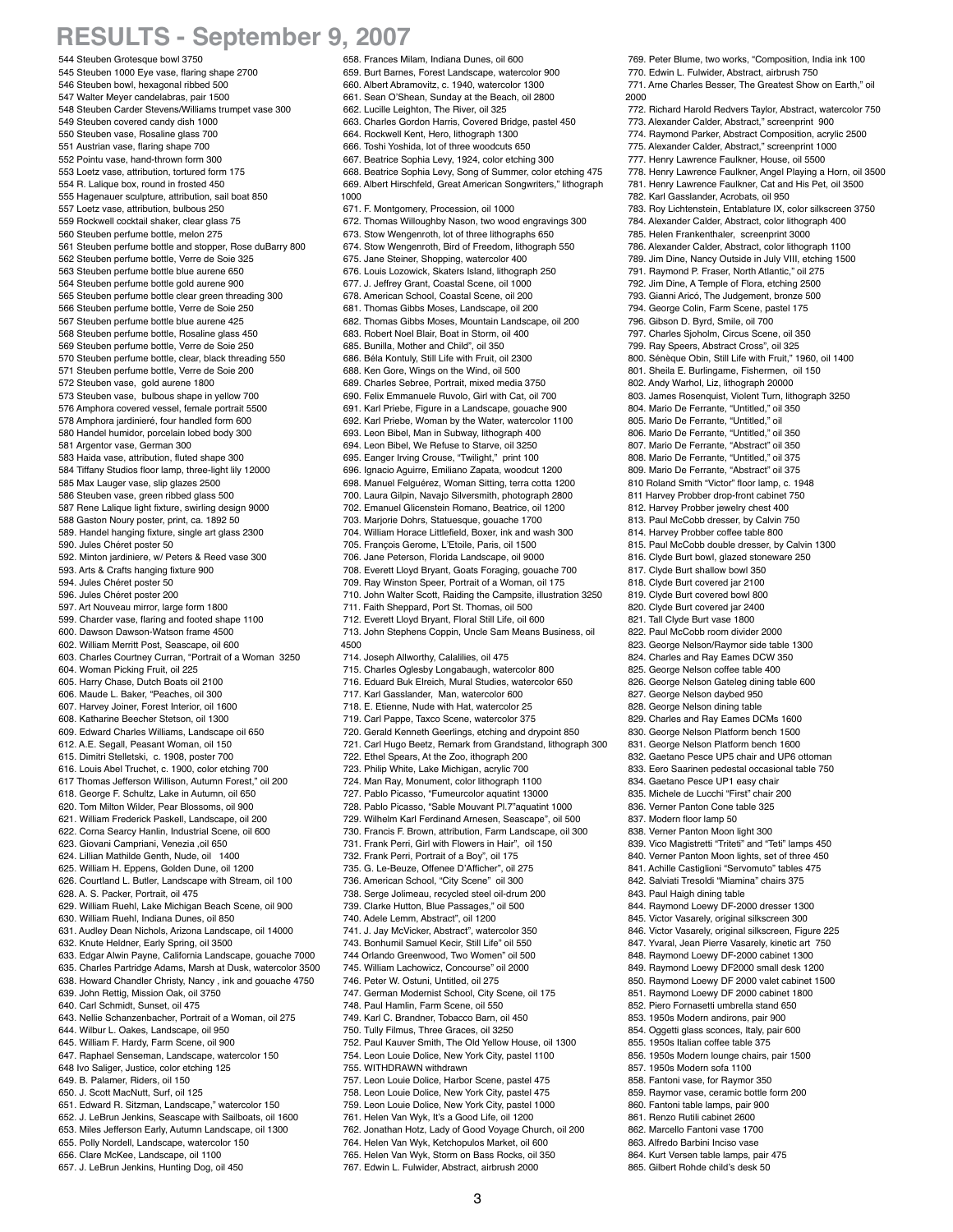# RESULTS - September 9, 2007

544 Steuben Grotesque bowl 3750
545 Steuben 1000 Eye vase, flaring shape 2700
546 Steuben bowl, hexagonal ribbed 500
547 Walter Meyer candelabras, pair 1500
548 Steuben Carder Stevens/Williams trumpet vase 300
549 Steuben covered candy dish 1000
550 Steuben vase, Rosaline glass 700
551 Austrian vase, flaring shape 700
552 Pointu vase, hand-thrown form 300
553 Loetz vase, attribution, tortured form 175
554 R. Lalique box, round in frosted 450
555 Hagenauer sculpture, attribution, sail boat 850
557 Loetz vase, attribution, bulbous 250
559 Rockwell cocktail shaker, clear glass 75
560 Steuben perfume bottle, melon 275
561 Steuben perfume bottle and stopper, Rose duBarry 800
562 Steuben perfume bottle, Verre de Soie 325
563 Steuben perfume bottle blue aurene 650
564 Steuben perfume bottle gold aurene 900
565 Steuben perfume bottle clear green threading 300
566 Steuben perfume bottle, Verre de Soie 250
567 Steuben perfume bottle blue aurene 425
568 Steuben perfume bottle, Rosaline glass 450
569 Steuben perfume bottle, Verre de Soie 250
570 Steuben perfume bottle, clear, black threading 550
571 Steuben perfume bottle, Verre de Soie 200
572 Steuben vase, gold aurene 1800
573 Steuben vase, bulbous shape in yellow 700
576 Amphora covered vessel, female portrait 5500
578 Amphora jardinieré, four handled form 600
580 Handel humidor, porcelain lobed body 300
581 Argentor vase, German 300
583 Haida vase, attribution, fluted shape 300
584 Tiffany Studios floor lamp, three-light lily 12000
585 Max Lauger vase, slip glazes 2500
586 Steuben vase, green ribbed glass 500
587 Rene Lalique light fixture, swirling design 9000
588 Gaston Noury poster, print, ca. 1892 50
589. Handel hanging fixture, single art glass 2300
590. Jules Chéret poster 50
592. Minton jardiniere, w/ Peters & Reed vase 300
593. Arts & Crafts hanging fixture 900
594. Jules Chéret poster 50
596. Jules Chéret poster 200
597. Art Nouveau mirror, large form 1800
599. Charder vase, flaring and footed shape 1100
600. Dawson Dawson-Watson frame 4500
602. William Merritt Post, Seascape, oil 600
603. Charles Courtney Curran, "Portrait of a Woman 3250
604. Woman Picking Fruit, oil 225
605. Harry Chase, Dutch Boats oil 2100
606. Maude L. Baker, "Peaches, oil 300
607. Harvey Joiner, Forest Interior, oil 1600
608. Katharine Beecher Stetson, oil 1300
609. Edward Charles Williams, Landscape oil 650
612. A.E. Segall, Peasant Woman, oil 150
615. Dimitri Stelletski, c. 1908, poster 700
616. Louis Abel Truchet, c. 1900, color etching 700
617 Thomas Jefferson Willison, Autumn Forest," oil 200
618. George F. Schultz, Lake in Autumn, oil 650
620. Tom Milton Wilder, Pear Blossoms, oil 900
621. William Frederick Paskell, Landscape, oil 200
622. Corna Searcy Hanlin, Industrial Scene, oil 600
623. Giovani Campriani, Venezia ,oil 650
624. Lillian Mathilde Genth, Nude, oil 1400
625. William H. Eppens, Golden Dune, oil 1200
626. Courtland L. Butler, Landscape with Stream, oil 100
628. A. S. Packer, Portrait, oil 475
629. William Ruehl, Lake Michigan Beach Scene, oil 900
630. William Ruehl, Indiana Dunes, oil 850
631. Audley Dean Nichols, Arizona Landscape, oil 14000
632. Knute Heldner, Early Spring, oil 3500
633. Edgar Alwin Payne, California Landscape, gouache 7000
635. Charles Partridge Adams, Marsh at Dusk, watercolor 3500
638. Howard Chandler Christy, Nancy , ink and gouache 4750
639. John Rettig, Mission Oak, oil 3750
640. Carl Schmidt, Sunset, oil 475
643. Nellie Schanzenbacher, Portrait of a Woman, oil 275
644. Wilbur L. Oakes, Landscape, oil 950
645. William F. Hardy, Farm Scene, oil 900
647. Raphael Senseman, Landscape, watercolor 150
648 Ivo Saliger, Justice, color etching 125
649. B. Palamer, Riders, oil 150
650. J. Scott MacNutt, Surf, oil 125
651. Edward R. Sitzman, Landscape," watercolor 150
652. J. LeBrun Jenkins, Seascape with Sailboats, oil 1600
653. Miles Jefferson Early, Autumn Landscape, oil 1300
655. Polly Nordell, Landscape, watercolor 150
656. Clare McKee, Landscape, oil 1100
657. J. LeBrun Jenkins, Hunting Dog, oil 450
658. Frances Milam, Indiana Dunes, oil 600
659. Burt Barnes, Forest Landscape, watercolor 900
660. Albert Abramovitz, c. 1940, watercolor 1300
661. Sean O'Shean, Sunday at the Beach, oil 2800
662. Lucille Leighton, The River, oil 325
663. Charles Gordon Harris, Covered Bridge, pastel 450
664. Rockwell Kent, Hero, lithograph 1300
666. Toshi Yoshida, lot of three woodcuts 650
667. Beatrice Sophia Levy, 1924, color etching 300
668. Beatrice Sophia Levy, Song of Summer, color etching 475
669. Albert Hirschfeld, Great American Songwriters," lithograph 1000
671. F. Montgomery, Procession, oil 1000
672. Thomas Willoughby Nason, two wood engravings 300
673. Stow Wengenroth, lot of three lithographs 650
674. Stow Wengenroth, Bird of Freedom, lithograph 550
675. Jane Steiner, Shopping, watercolor 400
676. Louis Lozowick, Skaters Island, lithograph 250
677. J. Jeffrey Grant, Coastal Scene, oil 1000
678. American School, Coastal Scene, oil 200
681. Thomas Gibbs Moses, Landscape, oil 200
682. Thomas Gibbs Moses, Mountain Landscape, oil 200
683. Robert Noel Blair, Boat in Storm, oil 400
685. Bunilla, Mother and Child", oil 350
686. Béla Kontuly, Still Life with Fruit, oil 2300
688. Ken Gore, Wings on the Wind, oil 500
689. Charles Sebree, Portrait, mixed media 3750
690. Felix Emmanuele Ruvolo, Girl with Cat, oil 700
691. Karl Priebe, Figure in a Landscape, gouache 900
692. Karl Priebe, Woman by the Water, watercolor 1100
693. Leon Bibel, Man in Subway, lithograph 400
694. Leon Bibel, We Refuse to Starve, oil 3250
695. Eanger Irving Crouse, "Twilight," print 100
696. Ignacio Aguirre, Emiliano Zapata, woodcut 1200
698. Manuel Felguérez, Woman Sitting, terra cotta 1200
700. Laura Gilpin, Navajo Silversmith, photograph 2800
702. Emanuel Glicenstein Romano, Beatrice, oil 1200
703. Marjorie Dohrs, Statuesque, gouache 1700
704. William Horace Littlefield, Boxer, ink and wash 300
705. François Gerome, L'Etoile, Paris, oil 1500
706. Jane Peterson, Florida Landscape, oil 9000
708. Everett Lloyd Bryant, Goats Foraging, gouache 700
709. Ray Winston Speer, Portrait of a Woman, oil 175
710. John Walter Scott, Raiding the Campsite, illustration 3250
711. Faith Sheppard, Port St. Thomas, oil 500
712. Everett Lloyd Bryant, Floral Still Life, oil 600
713. John Stephens Coppin, Uncle Sam Means Business, oil 4500
714. Joseph Allworthy, Calalilies, oil 475
715. Charles Oglesby Longabaugh, watercolor 800
716. Eduard Buk Elreich, Mural Studies, watercolor 650
717. Karl Gasslander, Man, watercolor 600
718. E. Etienne, Nude with Hat, watercolor 25
719. Carl Pappe, Taxco Scene, watercolor 375
720. Gerald Kenneth Geerlings, etching and drypoint 850
721. Carl Hugo Beetz, Remark from Grandstand, lithograph 300
722. Ethel Spears, At the Zoo, ithograph 200
723. Philip White, Lake Michigan, acrylic 700
724. Man Ray, Monument, color lithograph 1100
727. Pablo Picasso, "Fumeurcolor aquatint 13000
728. Pablo Picasso, "Sable Mouvant Pl.7"aquatint 1000
729. Wilhelm Karl Ferdinand Arnesen, Seascape", oil 500
730. Francis F. Brown, attribution, Farm Landscape, oil 300
731. Frank Perri, Girl with Flowers in Hair", oil 150
732. Frank Perri, Portrait of a Boy", oil 175
735. G. Le-Beuze, Offenee D'Afficher", oil 275
736. American School, "City Scene" oil 300
738. Serge Jolimeau, recycled steel oil-drum 200
739. Clarke Hutton, Blue Passages," oil 500
740. Adele Lemm, Abstract", oil 1200
741. J. Jay McVicker, Abstract", watercolor 350
743. Bonhumil Samuel Kecir, Still Life" oil 550
744 Orlando Greenwood, Two Women" oil 500
745. William Lachowicz, Concourse" oil 2000
746. Peter W. Ostuni, Untitled, oil 275
747. German Modernist School, City Scene, oil 175
748. Paul Hamlin, Farm Scene, oil 550
749. Karl C. Brandner, Tobacco Barn, oil 450
750. Tully Filmus, Three Graces, oil 3250
752. Paul Kauver Smith, The Old Yellow House, oil 1300
754. Leon Louie Dolice, New York City, pastel 1100
755. WITHDRAWN withdrawn
757. Leon Louie Dolice, Harbor Scene, pastel 475
758. Leon Louie Dolice, New York City, pastel 475
759. Leon Louie Dolice, New York City, pastel 1000
761. Helen Van Wyk, It's a Good Life, oil 1200
762. Jonathan Hotz, Lady of Good Voyage Church, oil 200
764. Helen Van Wyk, Ketchopulos Market, oil 600
765. Helen Van Wyk, Storm on Bass Rocks, oil 350
767. Edwin L. Fulwider, Abstract, airbrush 2000
769. Peter Blume, two works, "Composition, India ink 100
770. Edwin L. Fulwider, Abstract, airbrush 750
771. Arne Charles Besser, The Greatest Show on Earth," oil 2000
772. Richard Harold Redvers Taylor, Abstract, watercolor 750
773. Alexander Calder, Abstract," screenprint 900
774. Raymond Parker, Abstract Composition, acrylic 2500
775. Alexander Calder, Abstract," screenprint 1000
777. Henry Lawrence Faulkner, House, oil 5500
778. Henry Lawrence Faulkner, Angel Playing a Horn, oil 3500
781. Henry Lawrence Faulkner, Cat and His Pet, oil 3500
782. Karl Gasslander, Acrobats, oil 950
783. Roy Lichtenstein, Entablature IX, color silkscreen 3750
784. Alexander Calder, Abstract, color lithograph 400
785. Helen Frankenthaler, screenprint 3000
786. Alexander Calder, Abstract, color lithograph 1100
789. Jim Dine, Nancy Outside in July VIII, etching 1500
791. Raymond P. Fraser, North Atlantic," oil 275
792. Jim Dine, A Temple of Flora, etching 2500
793. Gianni Aricó, The Judgement, bronze 500
794. George Colin, Farm Scene, pastel 175
796. Gibson D. Byrd, Smile, oil 700
797. Charles Sjoholm, Circus Scene, oil 350
799. Ray Speers, Abstract Cross", oil 325
800. Sénèque Obin, Still Life with Fruit," 1960, oil 1400
801. Sheila E. Burlingame, Fishermen, oil 150
802. Andy Warhol, Liz, lithograph 20000
803. James Rosenquist, Violent Turn, lithograph 3250
804. Mario De Ferrante, "Untitled," oil 350
805. Mario De Ferrante, "Untitled," oil
806. Mario De Ferrante, "Untitled," oil 350
807. Mario De Ferrante, "Abstract" oil 350
808. Mario De Ferrante, "Untitled," oil 375
809. Mario De Ferrante, "Abstract" oil 375
810 Roland Smith "Victor" floor lamp, c. 1948
811 Harvey Probber drop-front cabinet 750
812. Harvey Probber jewelry chest 400
813. Paul McCobb dresser, by Calvin 750
814. Harvey Probber coffee table 800
815. Paul McCobb double dresser, by Calvin 1300
816. Clyde Burt bowl, glazed stoneware 250
817. Clyde Burt shallow bowl 350
818. Clyde Burt covered jar 2100
819. Clyde Burt covered bowl 800
820. Clyde Burt covered jar 2400
821. Tall Clyde Burt vase 1800
822. Paul McCobb room divider 2000
823. George Nelson/Raymor side table 1300
824. Charles and Ray Eames DCW 350
825. George Nelson coffee table 400
826. George Nelson Gateleg dining table 600
827. George Nelson daybed 950
828. George Nelson dining table
829. Charles and Ray Eames DCMs 1600
830. George Nelson Platform bench 1500
831. George Nelson Platform bench 1600
832. Gaetano Pesce UP5 chair and UP6 ottoman
833. Eero Saarinen pedestal occasional table 750
834. Gaetano Pesce UP1 easy chair
835. Michele de Lucchi "First" chair 200
836. Verner Panton Cone table 325
837. Modern floor lamp 50
838. Verner Panton Moon light 300
839. Vico Magistretti "Triteti" and "Teti" lamps 450
840. Verner Panton Moon lights, set of three 450
841. Achille Castiglioni "Servomuto" tables 475
842. Salviati Tresoldi "Miamina" chairs 375
843. Paul Haigh dining table
844. Raymond Loewy DF-2000 dresser 1300
845. Victor Vasarely, original silkscreen 300
846. Victor Vasarely, original silkscreen, Figure 225
847. Yvaral, Jean Pierre Vasarely, kinetic art 750
848. Raymond Loewy DF-2000 cabinet 1300
849. Raymond Loewy DF2000 small desk 1200
850. Raymond Loewy DF 2000 valet cabinet 1500
851. Raymond Loewy DF 2000 cabinet 1800
852. Piero Fornasetti umbrella stand 650
853. 1950s Modern andirons, pair 900
854. Oggetti glass sconces, Italy, pair 600
855. 1950s Italian coffee table 375
856. 1950s Modern lounge chairs, pair 1500
857. 1950s Modern sofa 1100
858. Fantoni vase, for Raymor 350
859. Raymor vase, ceramic bottle form 200
860. Fantoni table lamps, pair 900
861. Renzo Rutili cabinet 2600
862. Marcello Fantoni vase 1700
863. Alfredo Barbini Inciso vase
864. Kurt Versen table lamps, pair 475
865. Gilbert Rohde child's desk 50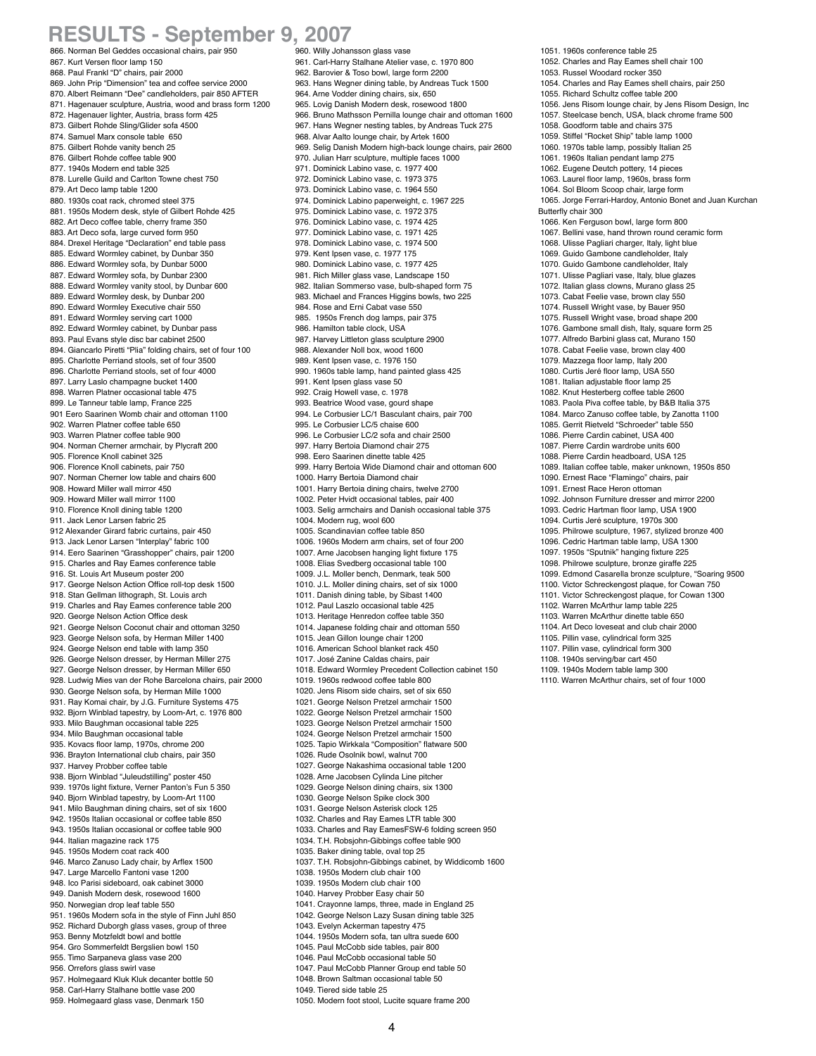# RESULTS - September 9, 2007

866. Norman Bel Geddes occasional chairs, pair 950
867. Kurt Versen floor lamp 150
868. Paul Frankl "D" chairs, pair 2000
869. John Prip "Dimension" tea and coffee service 2000
870. Albert Reimann "Dee" candleholders, pair 850 AFTER
871. Hagenauer sculpture, Austria, wood and brass form 1200
872. Hagenauer lighter, Austria, brass form 425
873. Gilbert Rohde Sling/Glider sofa 4500
874. Samuel Marx console table 650
875. Gilbert Rohde vanity bench 25
876. Gilbert Rohde coffee table 900
877. 1940s Modern end table 325
878. Lurelle Guild and Carlton Towne chest 750
879. Art Deco lamp table 1200
880. 1930s coat rack, chromed steel 375
881. 1950s Modern desk, style of Gilbert Rohde 425
882. Art Deco coffee table, cherry frame 350
883. Art Deco sofa, large curved form 950
884. Drexel Heritage "Declaration" end table pass
885. Edward Wormley cabinet, by Dunbar 350
886. Edward Wormley sofa, by Dunbar 5000
887. Edward Wormley sofa, by Dunbar 2300
888. Edward Wormley vanity stool, by Dunbar 600
889. Edward Wormley desk, by Dunbar 200
890. Edward Wormley Executive chair 550
891. Edward Wormley serving cart 1000
892. Edward Wormley cabinet, by Dunbar pass
893. Paul Evans style disc bar cabinet 2500
894. Giancarlo Piretti "Plia" folding chairs, set of four 100
895. Charlotte Perriand stools, set of four 3500
896. Charlotte Perriand stools, set of four 4000
897. Larry Laslo champagne bucket 1400
898. Warren Platner occasional table 475
899. Le Tanneur table lamp, France 225
901 Eero Saarinen Womb chair and ottoman 1100
902. Warren Platner coffee table 650
903. Warren Platner coffee table 900
904. Norman Cherner armchair, by Plycraft 200
905. Florence Knoll cabinet 325
906. Florence Knoll cabinets, pair 750
907. Norman Cherner low table and chairs 600
908. Howard Miller wall mirror 450
909. Howard Miller wall mirror 1100
910. Florence Knoll dining table 1200
911. Jack Lenor Larsen fabric 25
912 Alexander Girard fabric curtains, pair 450
913. Jack Lenor Larsen "Interplay" fabric 100
914. Eero Saarinen "Grasshopper" chairs, pair 1200
915. Charles and Ray Eames conference table
916. St. Louis Art Museum poster 200
917. George Nelson Action Office roll-top desk 1500
918. Stan Gellman lithograph, St. Louis arch
919. Charles and Ray Eames conference table 200
920. George Nelson Action Office desk
921. George Nelson Coconut chair and ottoman 3250
923. George Nelson sofa, by Herman Miller 1400
924. George Nelson end table with lamp 350
926. George Nelson dresser, by Herman Miller 275
927. George Nelson dresser, by Herman Miller 650
928. Ludwig Mies van der Rohe Barcelona chairs, pair 2000
930. George Nelson sofa, by Herman Mille 1000
931. Ray Komai chair, by J.G. Furniture Systems 475
932. Bjorn Winblad tapestry, by Loom-Art, c. 1976 800
933. Milo Baughman occasional table 225
934. Milo Baughman occasional table
935. Kovacs floor lamp, 1970s, chrome 200
936. Brayton International club chairs, pair 350
937. Harvey Probber coffee table
938. Bjorn Winblad "Juleudstilling" poster 450
939. 1970s light fixture, Verner Panton's Fun 5 350
940. Bjorn Winblad tapestry, by Loom-Art 1100
941. Milo Baughman dining chairs, set of six 1600
942. 1950s Italian occasional or coffee table 850
943. 1950s Italian occasional or coffee table 900
944. Italian magazine rack 175
945. 1950s Modern coat rack 400
946. Marco Zanuso Lady chair, by Arflex 1500
947. Large Marcello Fantoni vase 1200
948. Ico Parisi sideboard, oak cabinet 3000
949. Danish Modern desk, rosewood 1600
950. Norwegian drop leaf table 550
951. 1960s Modern sofa in the style of Finn Juhl 850
952. Richard Duborgh glass vases, group of three
953. Benny Motzfeldt bowl and bottle
954. Gro Sommerfeldt Bergslien bowl 150
955. Timo Sarpaneva glass vase 200
956. Orrefors glass swirl vase
957. Holmegaard Kluk Kluk decanter bottle 50
958. Carl-Harry Stalhane bottle vase 200
959. Holmegaard glass vase, Denmark 150
960. Willy Johansson glass vase
961. Carl-Harry Stalhane Atelier vase, c. 1970 800
962. Barovier & Toso bowl, large form 2200
963. Hans Wegner dining table, by Andreas Tuck 1500
964. Arne Vodder dining chairs, six, 650
965. Lovig Danish Modern desk, rosewood 1800
966. Bruno Mathsson Pernilla lounge chair and ottoman 1600
967. Hans Wegner nesting tables, by Andreas Tuck 275
968. Alvar Aalto lounge chair, by Artek 1600
969. Selig Danish Modern high-back lounge chairs, pair 2600
970. Julian Harr sculpture, multiple faces 1000
971. Dominick Labino vase, c. 1977 400
972. Dominick Labino vase, c. 1973 375
973. Dominick Labino vase, c. 1964 550
974. Dominick Labino paperweight, c. 1967 225
975. Dominick Labino vase, c. 1972 375
976. Dominick Labino vase, c. 1974 425
977. Dominick Labino vase, c. 1971 425
978. Dominick Labino vase, c. 1974 500
979. Kent Ipsen vase, c. 1977 175
980. Dominick Labino vase, c. 1977 425
981. Rich Miller glass vase, Landscape 150
982. Italian Sommerso vase, bulb-shaped form 75
983. Michael and Frances Higgins bowls, two 225
984. Rose and Erni Cabat vase 550
985. 1950s French dog lamps, pair 375
986. Hamilton table clock, USA
987. Harvey Littleton glass sculpture 2900
988. Alexander Noll box, wood 1600
989. Kent Ipsen vase, c. 1976 150
990. 1960s table lamp, hand painted glass 425
991. Kent Ipsen glass vase 50
992. Craig Howell vase, c. 1978
993. Beatrice Wood vase, gourd shape
994. Le Corbusier LC/1 Basculant chairs, pair 700
995. Le Corbusier LC/5 chaise 600
996. Le Corbusier LC/2 sofa and chair 2500
997. Harry Bertoia Diamond chair 275
998. Eero Saarinen dinette table 425
999. Harry Bertoia Wide Diamond chair and ottoman 600
1000. Harry Bertoia Diamond chair
1001. Harry Bertoia dining chairs, twelve 2700
1002. Peter Hvidt occasional tables, pair 400
1003. Selig armchairs and Danish occasional table 375
1004. Modern rug, wool 600
1005. Scandinavian coffee table 850
1006. 1960s Modern arm chairs, set of four 200
1007. Arne Jacobsen hanging light fixture 175
1008. Elias Svedberg occasional table 100
1009. J.L. Moller bench, Denmark, teak 500
1010. J.L. Moller dining chairs, set of six 1000
1011. Danish dining table, by Sibast 1400
1012. Paul Laszlo occasional table 425
1013. Heritage Henredon coffee table 350
1014. Japanese folding chair and ottoman 550
1015. Jean Gillon lounge chair 1200
1016. American School blanket rack 450
1017. José Zanine Caldas chairs, pair
1018. Edward Wormley Precedent Collection cabinet 150
1019. 1960s redwood coffee table 800
1020. Jens Risom side chairs, set of six 650
1021. George Nelson Pretzel armchair 1500
1022. George Nelson Pretzel armchair 1500
1023. George Nelson Pretzel armchair 1500
1024. George Nelson Pretzel armchair 1500
1025. Tapio Wirkkala "Composition" flatware 500
1026. Rude Osolnik bowl, walnut 700
1027. George Nakashima occasional table 1200
1028. Arne Jacobsen Cylinda Line pitcher
1029. George Nelson dining chairs, six 1300
1030. George Nelson Spike clock 300
1031. George Nelson Asterisk clock 125
1032. Charles and Ray Eames LTR table 300
1033. Charles and Ray EamesFSW-6 folding screen 950
1034. T.H. Robsjohn-Gibbings coffee table 900
1035. Baker dining table, oval top 25
1037. T.H. Robsjohn-Gibbings cabinet, by Widdicomb 1600
1038. 1950s Modern club chair 100
1039. 1950s Modern club chair 100
1040. Harvey Probber Easy chair 50
1041. Crayonne lamps, three, made in England 25
1042. George Nelson Lazy Susan dining table 325
1043. Evelyn Ackerman tapestry 475
1044. 1950s Modern sofa, tan ultra suede 600
1045. Paul McCobb side tables, pair 800
1046. Paul McCobb occasional table 50
1047. Paul McCobb Planner Group end table 50
1048. Brown Saltman occasional table 50
1049. Tiered side table 25
1050. Modern foot stool, Lucite square frame 200
1051. 1960s conference table 25
1052. Charles and Ray Eames shell chair 100
1053. Russel Woodard rocker 350
1054. Charles and Ray Eames shell chairs, pair 250
1055. Richard Schultz coffee table 200
1056. Jens Risom lounge chair, by Jens Risom Design, Inc
1057. Steelcase bench, USA, black chrome frame 500
1058. Goodform table and chairs 375
1059. Stiffel "Rocket Ship" table lamp 1000
1060. 1970s table lamp, possibly Italian 25
1061. 1960s Italian pendant lamp 275
1062. Eugene Deutch pottery, 14 pieces
1063. Laurel floor lamp, 1960s, brass form
1064. Sol Bloom Scoop chair, large form
1065. Jorge Ferrari-Hardoy, Antonio Bonet and Juan Kurchan Butterfly chair 300
1066. Ken Ferguson bowl, large form 800
1067. Bellini vase, hand thrown round ceramic form
1068. Ulisse Pagliari charger, Italy, light blue
1069. Guido Gambone candleholder, Italy
1070. Guido Gambone candleholder, Italy
1071. Ulisse Pagliari vase, Italy, blue glazes
1072. Italian glass clowns, Murano glass 25
1073. Cabat Feelie vase, brown clay 550
1074. Russell Wright vase, by Bauer 950
1075. Russell Wright vase, broad shape 200
1076. Gambone small dish, Italy, square form 25
1077. Alfredo Barbini glass cat, Murano 150
1078. Cabat Feelie vase, brown clay 400
1079. Mazzega floor lamp, Italy 200
1080. Curtis Jeré floor lamp, USA 550
1081. Italian adjustable floor lamp 25
1082. Knut Hesterberg coffee table 2600
1083. Paola Piva coffee table, by B&B Italia 375
1084. Marco Zanuso coffee table, by Zanotta 1100
1085. Gerrit Rietveld "Schroeder" table 550
1086. Pierre Cardin cabinet, USA 400
1087. Pierre Cardin wardrobe units 600
1088. Pierre Cardin headboard, USA 125
1089. Italian coffee table, maker unknown, 1950s 850
1090. Ernest Race "Flamingo" chairs, pair
1091. Ernest Race Heron ottoman
1092. Johnson Furniture dresser and mirror 2200
1093. Cedric Hartman floor lamp, USA 1900
1094. Curtis Jeré sculpture, 1970s 300
1095. Philrowe sculpture, 1967, stylized bronze 400
1096. Cedric Hartman table lamp, USA 1300
1097. 1950s "Sputnik" hanging fixture 225
1098. Philrowe sculpture, bronze giraffe 225
1099. Edmond Casarella bronze sculpture, "Soaring 9500
1100. Victor Schreckengost plaque, for Cowan 750
1101. Victor Schreckengost plaque, for Cowan 1300
1102. Warren McArthur lamp table 225
1103. Warren McArthur dinette table 650
1104. Art Deco loveseat and club chair 2000
1105. Pillin vase, cylindrical form 325
1107. Pillin vase, cylindrical form 300
1108. 1940s serving/bar cart 450
1109. 1940s Modern table lamp 300
1110. Warren McArthur chairs, set of four 1000